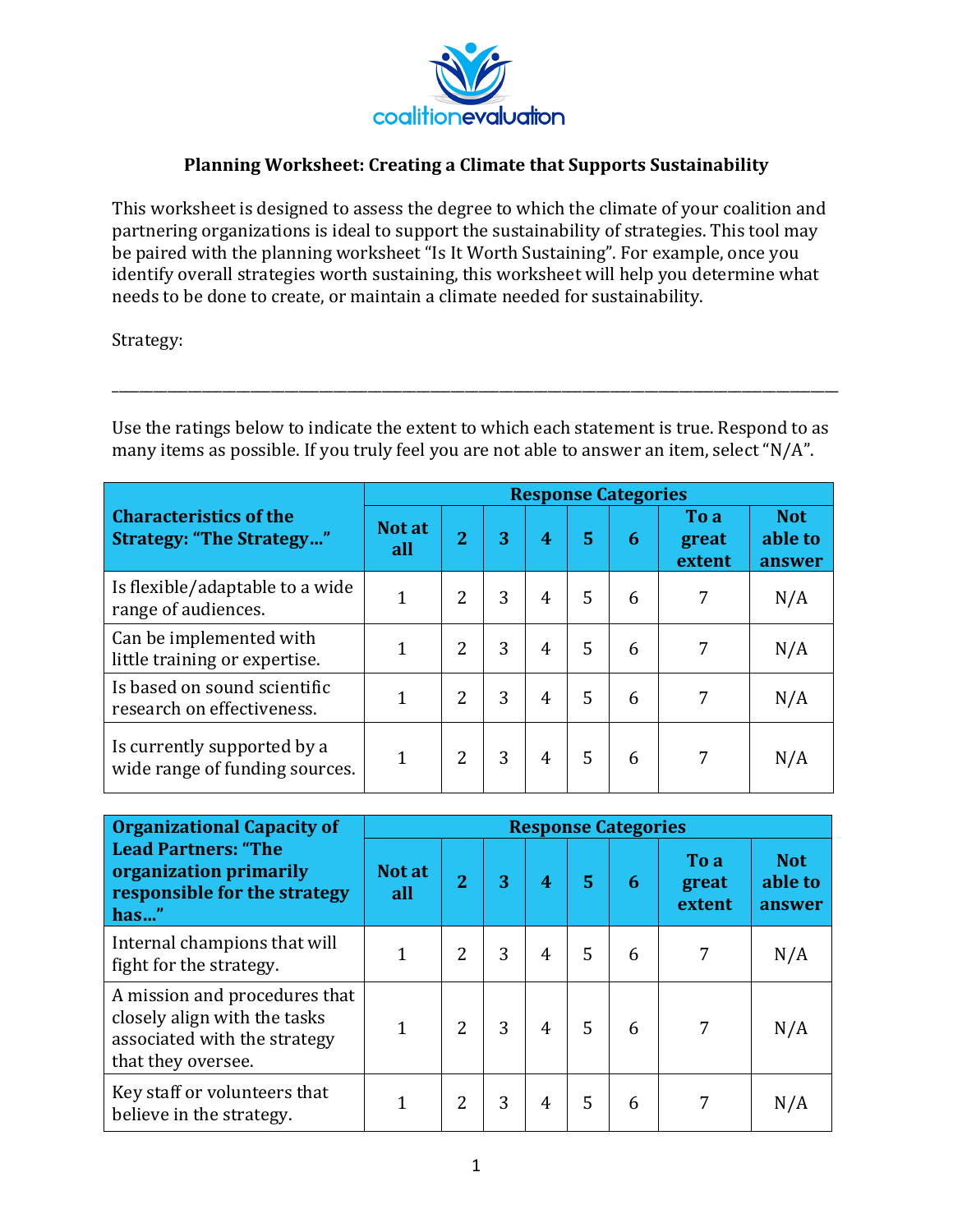# Planning Worksheet: Creating a Climate that Supports Sustainability

This worksheet is designed to assess the degree to which the climate of your coalition and partnering organizations is ideal to support the sustainability of strategies. This tool may be paired with the planning worksheet "Is It Worth Sustaining". For example, once you identify overall strategies worth sustaining, this worksheet will help you determine what needs to be done to create, or maintain a climate needed for sustainability.

Strategy:

______________________________________________________________________________

Use the ratings below to indicate the extent to which each statement is true. Respond to as many items as possible. If you truly feel you are not able to answer an item, select "N/A".

| **Characteristics of the Strategy: "The Strategy…"** | **Response Categories** | | | | | | | |
|---|---|---|---|---|---|---|---|---|
| | **Not at all** | **2** | **3** | **4** | **5** | **6** | **To a great extent** | **Not able to answer** |
| Is flexible/adaptable to a wide range of audiences. | 1 | 2 | 3 | 4 | 5 | 6 | 7 | N/A |
| Can be implemented with little training or expertise. | 1 | 2 | 3 | 4 | 5 | 6 | 7 | N/A |
| Is based on sound scientific research on effectiveness. | 1 | 2 | 3 | 4 | 5 | 6 | 7 | N/A |
| Is currently supported by a wide range of funding sources. | 1 | 2 | 3 | 4 | 5 | 6 | 7 | N/A |

| **Organizational Capacity of Lead Partners: "The organization primarily responsible for the strategy has…"** | **Response Categories** | | | | | | | |
|---|---|---|---|---|---|---|---|---|
| | **Not at all** | **2** | **3** | **4** | **5** | **6** | **To a great extent** | **Not able to answer** |
| Internal champions that will fight for the strategy. | 1 | 2 | 3 | 4 | 5 | 6 | 7 | N/A |
| A mission and procedures that closely align with the tasks associated with the strategy that they oversee. | 1 | 2 | 3 | 4 | 5 | 6 | 7 | N/A |
| Key staff or volunteers that believe in the strategy. | 1 | 2 | 3 | 4 | 5 | 6 | 7 | N/A |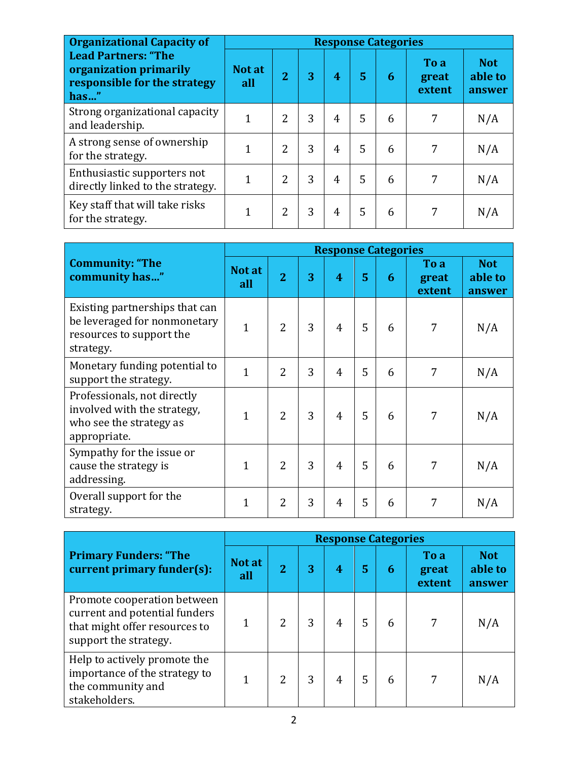| Organizational Capacity of Lead Partners: "The organization primarily responsible for the strategy has…" | Response Categories | | | | | | | |
|---|---|---|---|---|---|---|---|---|
| | Not at all | 2 | 3 | 4 | 5 | 6 | To a great extent | Not able to answer |
| Strong organizational capacity and leadership. | 1 | 2 | 3 | 4 | 5 | 6 | 7 | N/A |
| A strong sense of ownership for the strategy. | 1 | 2 | 3 | 4 | 5 | 6 | 7 | N/A |
| Enthusiastic supporters not directly linked to the strategy. | 1 | 2 | 3 | 4 | 5 | 6 | 7 | N/A |
| Key staff that will take risks for the strategy. | 1 | 2 | 3 | 4 | 5 | 6 | 7 | N/A |

| Community: "The community has…" | Response Categories | | | | | | | |
|---|---|---|---|---|---|---|---|---|
| | Not at all | 2 | 3 | 4 | 5 | 6 | To a great extent | Not able to answer |
| Existing partnerships that can be leveraged for nonmonetary resources to support the strategy. | 1 | 2 | 3 | 4 | 5 | 6 | 7 | N/A |
| Monetary funding potential to support the strategy. | 1 | 2 | 3 | 4 | 5 | 6 | 7 | N/A |
| Professionals, not directly involved with the strategy, who see the strategy as appropriate. | 1 | 2 | 3 | 4 | 5 | 6 | 7 | N/A |
| Sympathy for the issue or cause the strategy is addressing. | 1 | 2 | 3 | 4 | 5 | 6 | 7 | N/A |
| Overall support for the strategy. | 1 | 2 | 3 | 4 | 5 | 6 | 7 | N/A |

| Primary Funders: "The current primary funder(s): | Response Categories | | | | | | | |
|---|---|---|---|---|---|---|---|---|
| | Not at all | 2 | 3 | 4 | 5 | 6 | To a great extent | Not able to answer |
| Promote cooperation between current and potential funders that might offer resources to support the strategy. | 1 | 2 | 3 | 4 | 5 | 6 | 7 | N/A |
| Help to actively promote the importance of the strategy to the community and stakeholders. | 1 | 2 | 3 | 4 | 5 | 6 | 7 | N/A |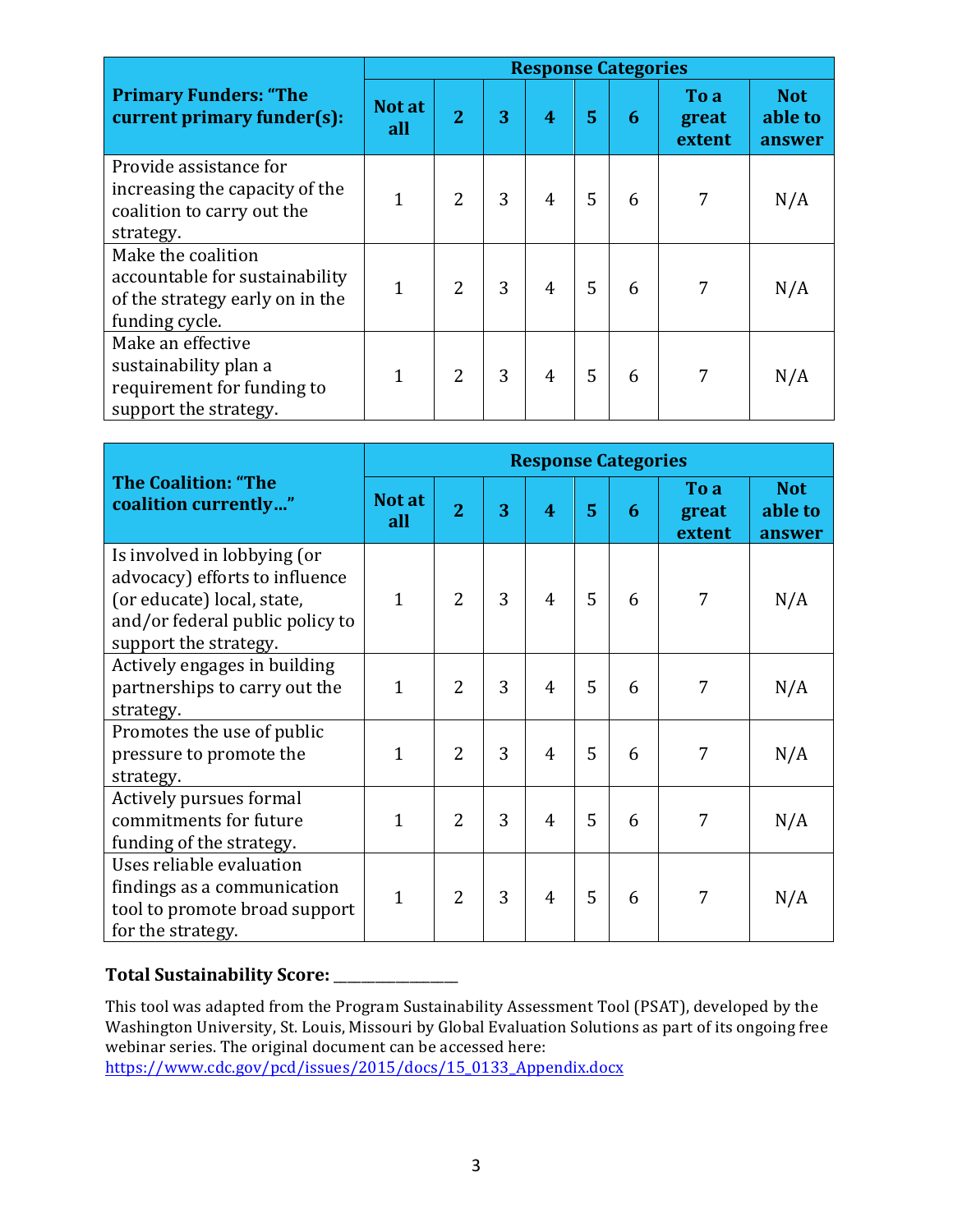| Primary Funders: "The current primary funder(s): | Response Categories | | | | | | | |
|---|---|---|---|---|---|---|---|---|
| | Not at all | 2 | 3 | 4 | 5 | 6 | To a great extent | Not able to answer |
| Provide assistance for increasing the capacity of the coalition to carry out the strategy. | 1 | 2 | 3 | 4 | 5 | 6 | 7 | N/A |
| Make the coalition accountable for sustainability of the strategy early on in the funding cycle. | 1 | 2 | 3 | 4 | 5 | 6 | 7 | N/A |
| Make an effective sustainability plan a requirement for funding to support the strategy. | 1 | 2 | 3 | 4 | 5 | 6 | 7 | N/A |

| The Coalition: "The coalition currently…" | Response Categories | | | | | | | |
|---|---|---|---|---|---|---|---|---|
| | Not at all | 2 | 3 | 4 | 5 | 6 | To a great extent | Not able to answer |
| Is involved in lobbying (or advocacy) efforts to influence (or educate) local, state, and/or federal public policy to support the strategy. | 1 | 2 | 3 | 4 | 5 | 6 | 7 | N/A |
| Actively engages in building partnerships to carry out the strategy. | 1 | 2 | 3 | 4 | 5 | 6 | 7 | N/A |
| Promotes the use of public pressure to promote the strategy. | 1 | 2 | 3 | 4 | 5 | 6 | 7 | N/A |
| Actively pursues formal commitments for future funding of the strategy. | 1 | 2 | 3 | 4 | 5 | 6 | 7 | N/A |
| Uses reliable evaluation findings as a communication tool to promote broad support for the strategy. | 1 | 2 | 3 | 4 | 5 | 6 | 7 | N/A |

**Total Sustainability Score:** ________________

This tool was adapted from the Program Sustainability Assessment Tool (PSAT), developed by the Washington University, St. Louis, Missouri by Global Evaluation Solutions as part of its ongoing free webinar series. The original document can be accessed here: https://www.cdc.gov/pcd/issues/2015/docs/15_0133_Appendix.docx